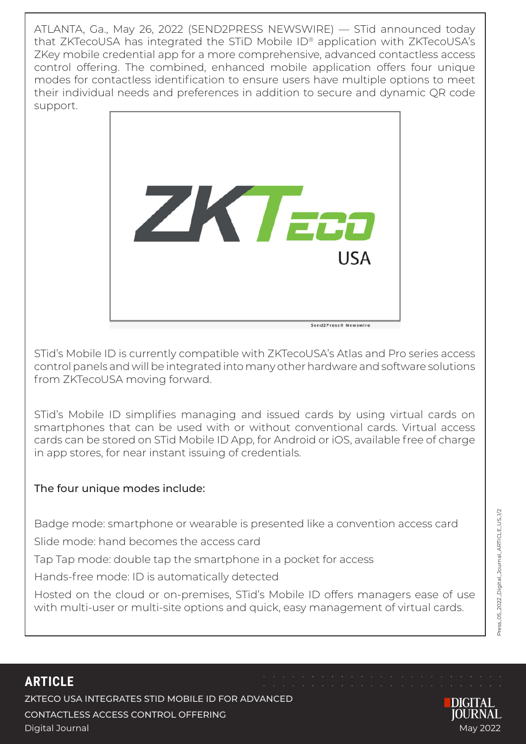ATLANTA, Ga., May 26, 2022 (SEND2PRESS NEWSWIRE) — STid announced today that ZKTecoUSA has integrated the STiD Mobile ID® application with ZKTecoUSA's ZKey mobile credential app for a more comprehensive, advanced contactless access control offering. The combined, enhanced mobile application offers four unique modes for contactless identification to ensure users have multiple options to meet their individual needs and preferences in addition to secure and dynamic QR code support.

STid's Mobile ID is currently compatible with ZKTecoUSA's Atlas and Pro series access control panels and will be integrated into many other hardware and software solutions from ZKTecoUSA moving forward.

STid's Mobile ID simplifies managing and issued cards by using virtual cards on smartphones that can be used with or without conventional cards. Virtual access cards can be stored on STid Mobile ID App, for Android or iOS, available free of charge in app stores, for near instant issuing of credentials.

The four unique modes include:

Badge mode: smartphone or wearable is presented like a convention access card

Slide mode: hand becomes the access card

Tap Tap mode: double tap the smartphone in a pocket for access

Hands-free mode: ID is automatically detected

Hosted on the cloud or on-premises, STid's Mobile ID offers managers ease of use with multi-user or multi-site options and quick, easy management of virtual cards.

## ARTICLE

ZKTECO USA INTEGRATES STID MOBILE ID FOR ADVANCED CONTACTLESS ACCESS CONTROL OFFERING

Digital Journal

May 2022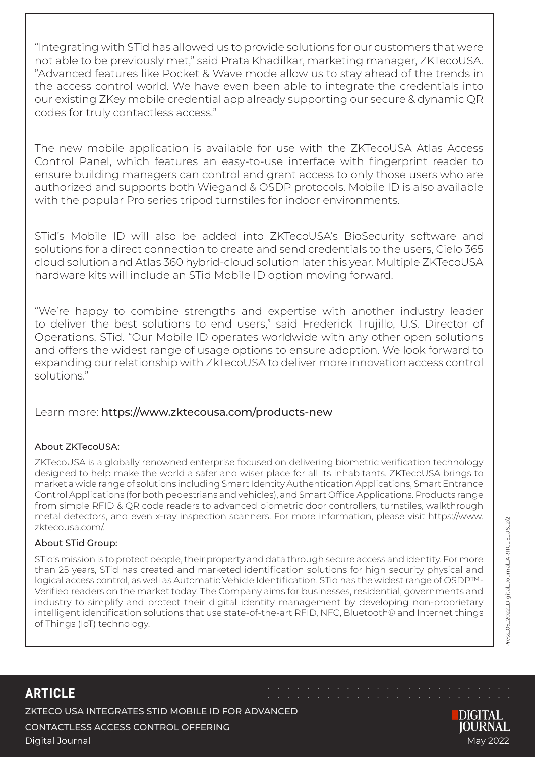"Integrating with STid has allowed us to provide solutions for our customers that were not able to be previously met," said Prata Khadilkar, marketing manager, ZKTecoUSA. "Advanced features like Pocket & Wave mode allow us to stay ahead of the trends in the access control world. We have even been able to integrate the credentials into our existing ZKey mobile credential app already supporting our secure & dynamic QR codes for truly contactless access."

The new mobile application is available for use with the ZKTecoUSA Atlas Access Control Panel, which features an easy-to-use interface with fingerprint reader to ensure building managers can control and grant access to only those users who are authorized and supports both Wiegand & OSDP protocols. Mobile ID is also available with the popular Pro series tripod turnstiles for indoor environments.

STid's Mobile ID will also be added into ZKTecoUSA's BioSecurity software and solutions for a direct connection to create and send credentials to the users, Cielo 365 cloud solution and Atlas 360 hybrid-cloud solution later this year. Multiple ZKTecoUSA hardware kits will include an STid Mobile ID option moving forward.

"We're happy to combine strengths and expertise with another industry leader to deliver the best solutions to end users," said Frederick Trujillo, U.S. Director of Operations, STid. "Our Mobile ID operates worldwide with any other open solutions and offers the widest range of usage options to ensure adoption. We look forward to expanding our relationship with ZkTecoUSA to deliver more innovation access control solutions."

Learn more: **https://www.zktecousa.com/products-new**

#### About ZKTecoUSA:

ZKTecoUSA is a globally renowned enterprise focused on delivering biometric verification technology designed to help make the world a safer and wiser place for all its inhabitants. ZKTecoUSA brings to market a wide range of solutions including Smart Identity Authentication Applications, Smart Entrance Control Applications (for both pedestrians and vehicles), and Smart Office Applications. Products range from simple RFID & QR code readers to advanced biometric door controllers, turnstiles, walkthrough metal detectors, and even x-ray inspection scanners. For more information, please visit https://www.zktecousa.com/.

#### About STid Group:

STid's mission is to protect people, their property and data through secure access and identity. For more than 25 years, STid has created and marketed identification solutions for high security physical and logical access control, as well as Automatic Vehicle Identification. STid has the widest range of OSDP™-Verified readers on the market today. The Company aims for businesses, residential, governments and industry to simplify and protect their digital identity management by developing non-proprietary intelligent identification solutions that use state-of-the-art RFID, NFC, Bluetooth® and Internet things of Things (IoT) technology.

## ARTICLE

ZKTECO USA INTEGRATES STID MOBILE ID FOR ADVANCED CONTACTLESS ACCESS CONTROL OFFERING

Digital Journal

May 2022